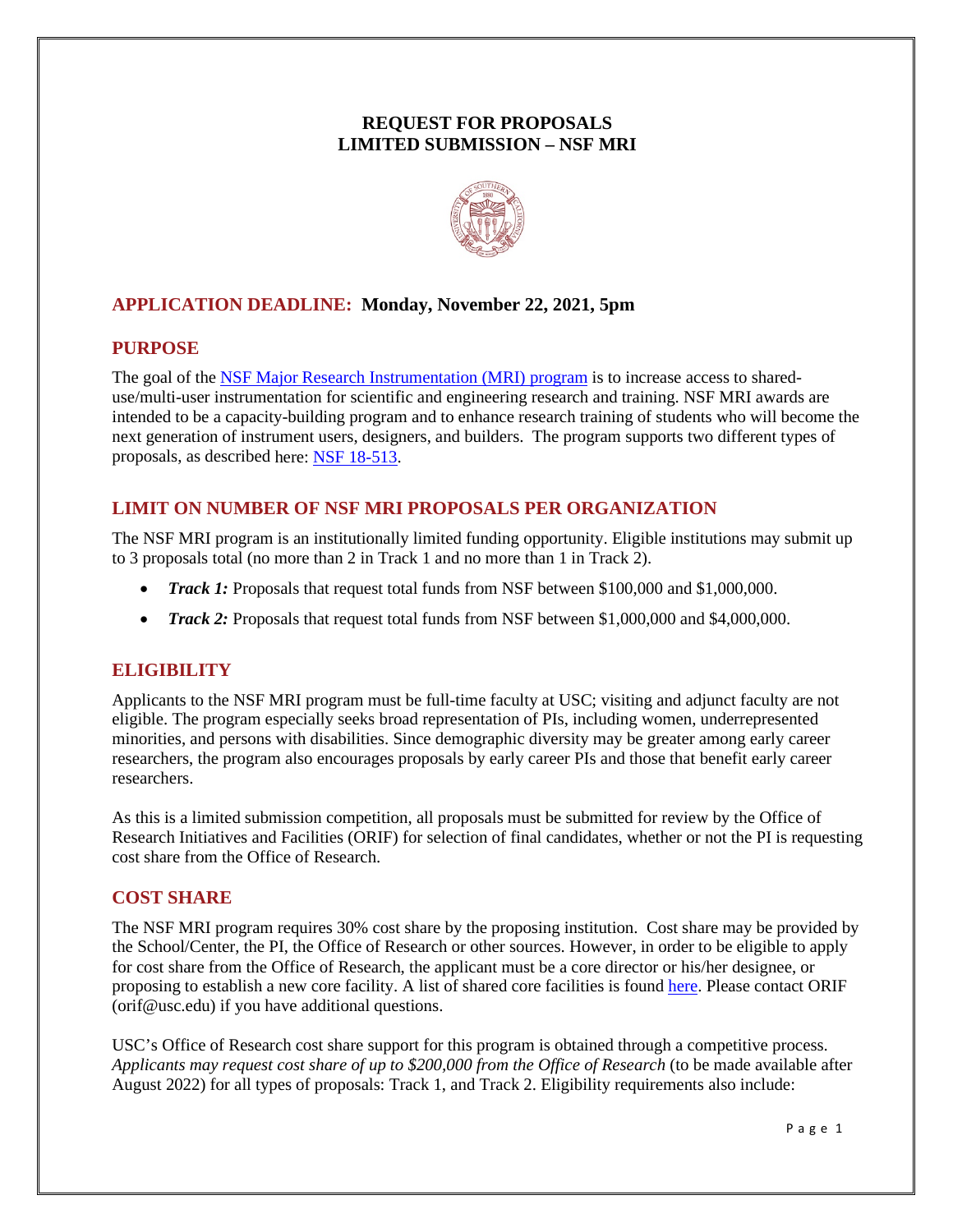# REQUEST FOR PROPOSALS
# LIMITED SUBMISSION – NSF MRI

## APPLICATION DEADLINE: Monday, November 22, 2021, 5pm

## PURPOSE

The goal of the [NSF Major Research Instrumentation (MRI) program](#) is to increase access to shared-use/multi-user instrumentation for scientific and engineering research and training. NSF MRI awards are intended to be a capacity-building program and to enhance research training of students who will become the next generation of instrument users, designers, and builders. The program supports two different types of proposals, as described here: [NSF 18-513](#).

## LIMIT ON NUMBER OF NSF MRI PROPOSALS PER ORGANIZATION

The NSF MRI program is an institutionally limited funding opportunity. Eligible institutions may submit up to 3 proposals total (no more than 2 in Track 1 and no more than 1 in Track 2).

- ***Track 1:*** Proposals that request total funds from NSF between $100,000 and $1,000,000.
- ***Track 2:*** Proposals that request total funds from NSF between $1,000,000 and $4,000,000.

## ELIGIBILITY

Applicants to the NSF MRI program must be full-time faculty at USC; visiting and adjunct faculty are not eligible. The program especially seeks broad representation of PIs, including women, underrepresented minorities, and persons with disabilities. Since demographic diversity may be greater among early career researchers, the program also encourages proposals by early career PIs and those that benefit early career researchers.

As this is a limited submission competition, all proposals must be submitted for review by the Office of Research Initiatives and Facilities (ORIF) for selection of final candidates, whether or not the PI is requesting cost share from the Office of Research.

## COST SHARE

The NSF MRI program requires 30% cost share by the proposing institution. Cost share may be provided by the School/Center, the PI, the Office of Research or other sources. However, in order to be eligible to apply for cost share from the Office of Research, the applicant must be a core director or his/her designee, or proposing to establish a new core facility. A list of shared core facilities is found [here](#). Please contact ORIF (orif@usc.edu) if you have additional questions.

USC's Office of Research cost share support for this program is obtained through a competitive process. *Applicants may request cost share of up to $200,000 from the Office of Research* (to be made available after August 2022) for all types of proposals: Track 1, and Track 2. Eligibility requirements also include: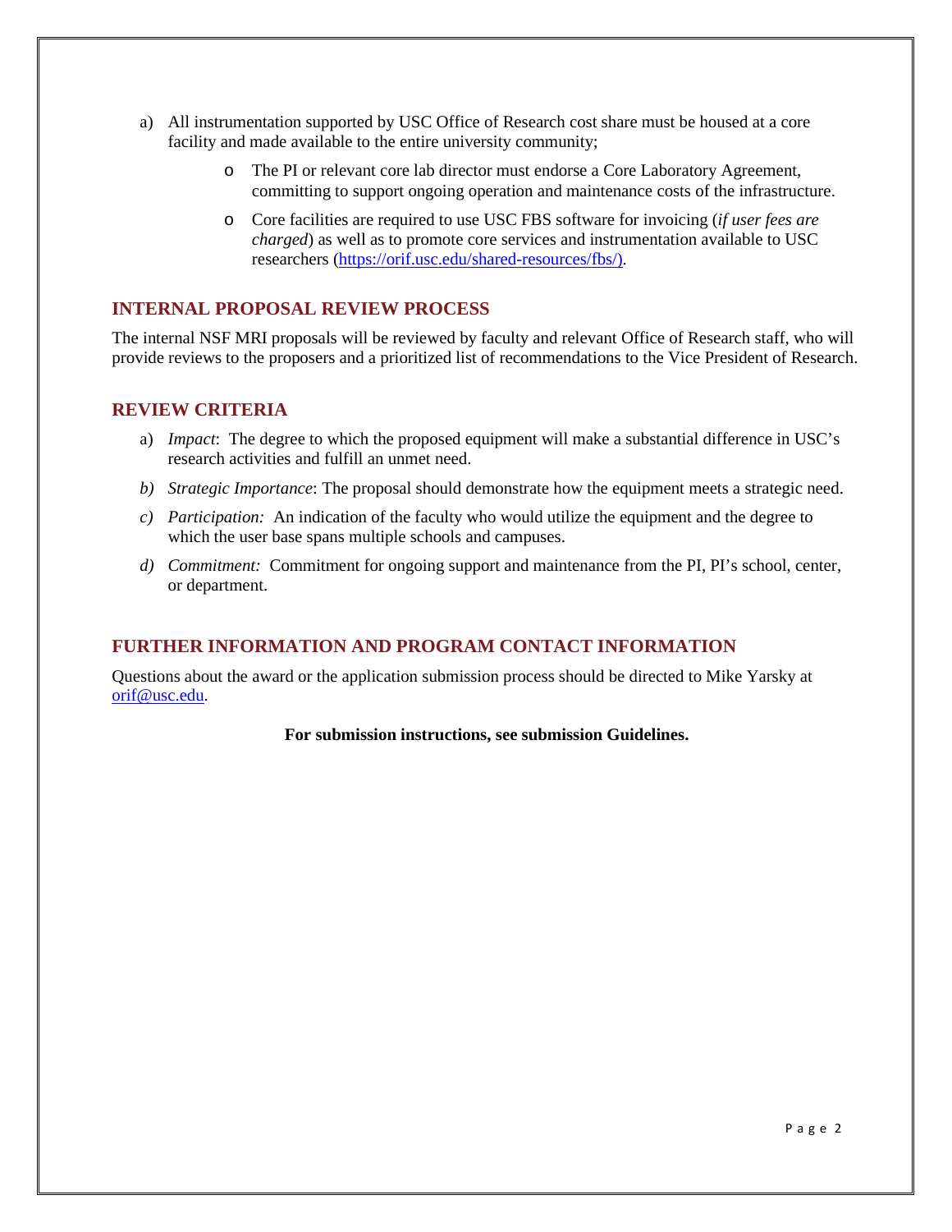a) All instrumentation supported by USC Office of Research cost share must be housed at a core facility and made available to the entire university community;
   - The PI or relevant core lab director must endorse a Core Laboratory Agreement, committing to support ongoing operation and maintenance costs of the infrastructure.
   - Core facilities are required to use USC FBS software for invoicing (*if user fees are charged*) as well as to promote core services and instrumentation available to USC researchers (https://orif.usc.edu/shared-resources/fbs/).

## INTERNAL PROPOSAL REVIEW PROCESS

The internal NSF MRI proposals will be reviewed by faculty and relevant Office of Research staff, who will provide reviews to the proposers and a prioritized list of recommendations to the Vice President of Research.

## REVIEW CRITERIA

a) *Impact*: The degree to which the proposed equipment will make a substantial difference in USC's research activities and fulfill an unmet need.

*b) Strategic Importance*: The proposal should demonstrate how the equipment meets a strategic need.

*c) Participation:* An indication of the faculty who would utilize the equipment and the degree to which the user base spans multiple schools and campuses.

*d) Commitment:* Commitment for ongoing support and maintenance from the PI, PI's school, center, or department.

## FURTHER INFORMATION AND PROGRAM CONTACT INFORMATION

Questions about the award or the application submission process should be directed to Mike Yarsky at orif@usc.edu.

**For submission instructions, see submission Guidelines.**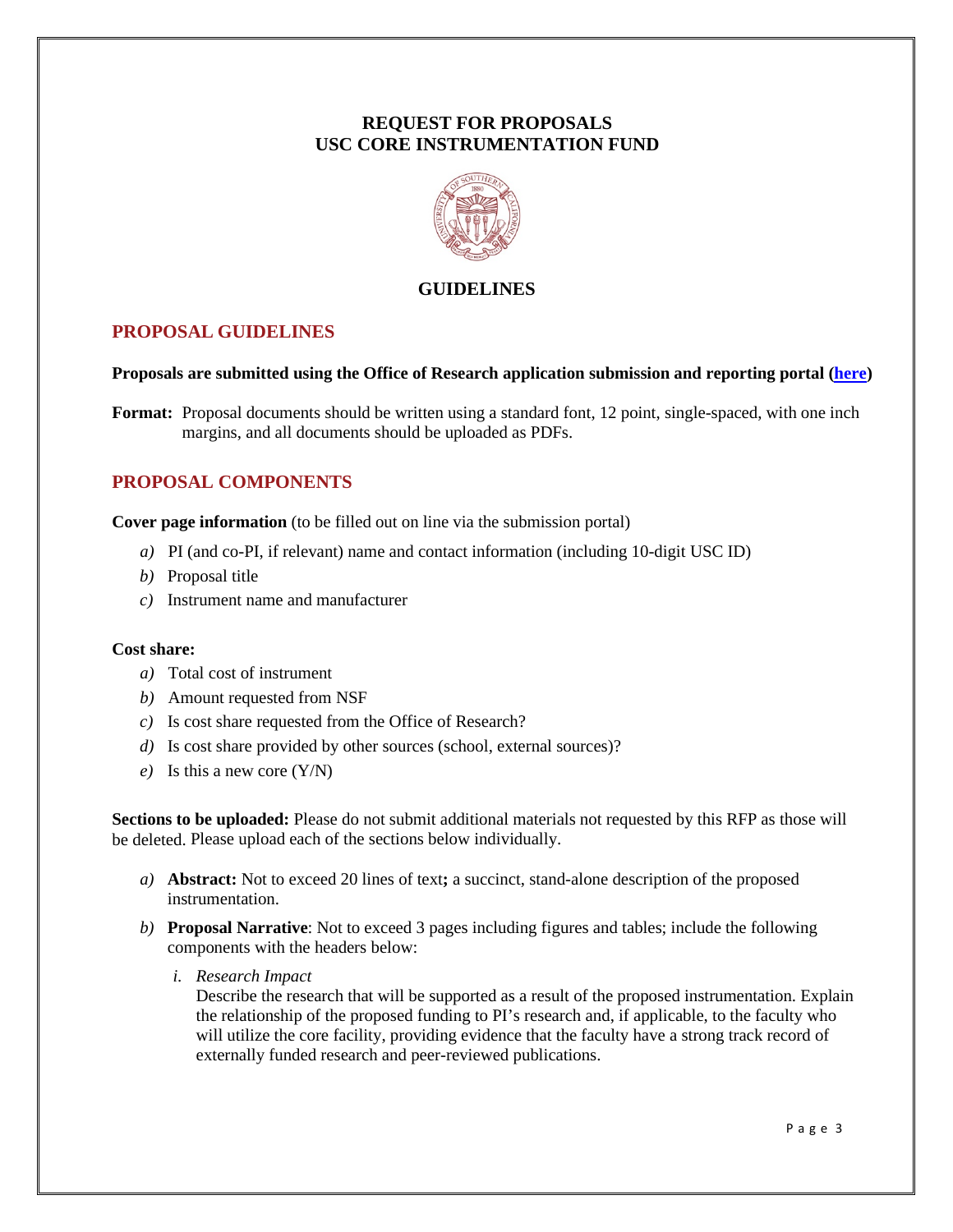**REQUEST FOR PROPOSALS**
**USC CORE INSTRUMENTATION FUND**

## GUIDELINES

## PROPOSAL GUIDELINES

**Proposals are submitted using the Office of Research application submission and reporting portal ([here](here))**

**Format:** Proposal documents should be written using a standard font, 12 point, single-spaced, with one inch margins, and all documents should be uploaded as PDFs.

## PROPOSAL COMPONENTS

**Cover page information** (to be filled out on line via the submission portal)

*a)* PI (and co-PI, if relevant) name and contact information (including 10-digit USC ID)
*b)* Proposal title
*c)* Instrument name and manufacturer

**Cost share:**

*a)* Total cost of instrument
*b)* Amount requested from NSF
*c)* Is cost share requested from the Office of Research?
*d)* Is cost share provided by other sources (school, external sources)?
*e)* Is this a new core (Y/N)

**Sections to be uploaded:** Please do not submit additional materials not requested by this RFP as those will be deleted. Please upload each of the sections below individually.

*a)* **Abstract:** Not to exceed 20 lines of text**;** a succinct, stand-alone description of the proposed instrumentation.

*b)* **Proposal Narrative**: Not to exceed 3 pages including figures and tables; include the following components with the headers below:

   *i. Research Impact*
   Describe the research that will be supported as a result of the proposed instrumentation. Explain the relationship of the proposed funding to PI's research and, if applicable, to the faculty who will utilize the core facility, providing evidence that the faculty have a strong track record of externally funded research and peer-reviewed publications.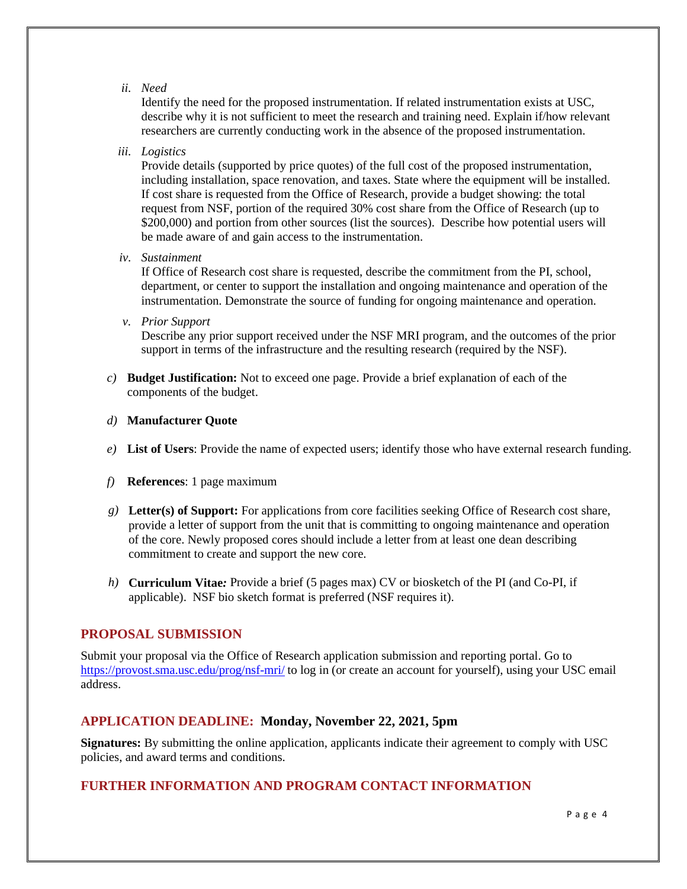ii. *Need*

Identify the need for the proposed instrumentation. If related instrumentation exists at USC, describe why it is not sufficient to meet the research and training need. Explain if/how relevant researchers are currently conducting work in the absence of the proposed instrumentation.

iii. *Logistics*

Provide details (supported by price quotes) of the full cost of the proposed instrumentation, including installation, space renovation, and taxes. State where the equipment will be installed. If cost share is requested from the Office of Research, provide a budget showing: the total request from NSF, portion of the required 30% cost share from the Office of Research (up to $200,000) and portion from other sources (list the sources). Describe how potential users will be made aware of and gain access to the instrumentation.

iv. *Sustainment*

If Office of Research cost share is requested, describe the commitment from the PI, school, department, or center to support the installation and ongoing maintenance and operation of the instrumentation. Demonstrate the source of funding for ongoing maintenance and operation.

v. *Prior Support*

Describe any prior support received under the NSF MRI program, and the outcomes of the prior support in terms of the infrastructure and the resulting research (required by the NSF).

*c)* **Budget Justification:** Not to exceed one page. Provide a brief explanation of each of the components of the budget.

*d)* **Manufacturer Quote**

*e)* **List of Users**: Provide the name of expected users; identify those who have external research funding.

*f)* **References**: 1 page maximum

*g)* **Letter(s) of Support:** For applications from core facilities seeking Office of Research cost share, provide a letter of support from the unit that is committing to ongoing maintenance and operation of the core. Newly proposed cores should include a letter from at least one dean describing commitment to create and support the new core.

*h)* **Curriculum Vitae***:* Provide a brief (5 pages max) CV or biosketch of the PI (and Co-PI, if applicable). NSF bio sketch format is preferred (NSF requires it).

## PROPOSAL SUBMISSION

Submit your proposal via the Office of Research application submission and reporting portal. Go to https://provost.sma.usc.edu/prog/nsf-mri/ to log in (or create an account for yourself), using your USC email address.

## APPLICATION DEADLINE: Monday, November 22, 2021, 5pm

**Signatures:** By submitting the online application, applicants indicate their agreement to comply with USC policies, and award terms and conditions.

## FURTHER INFORMATION AND PROGRAM CONTACT INFORMATION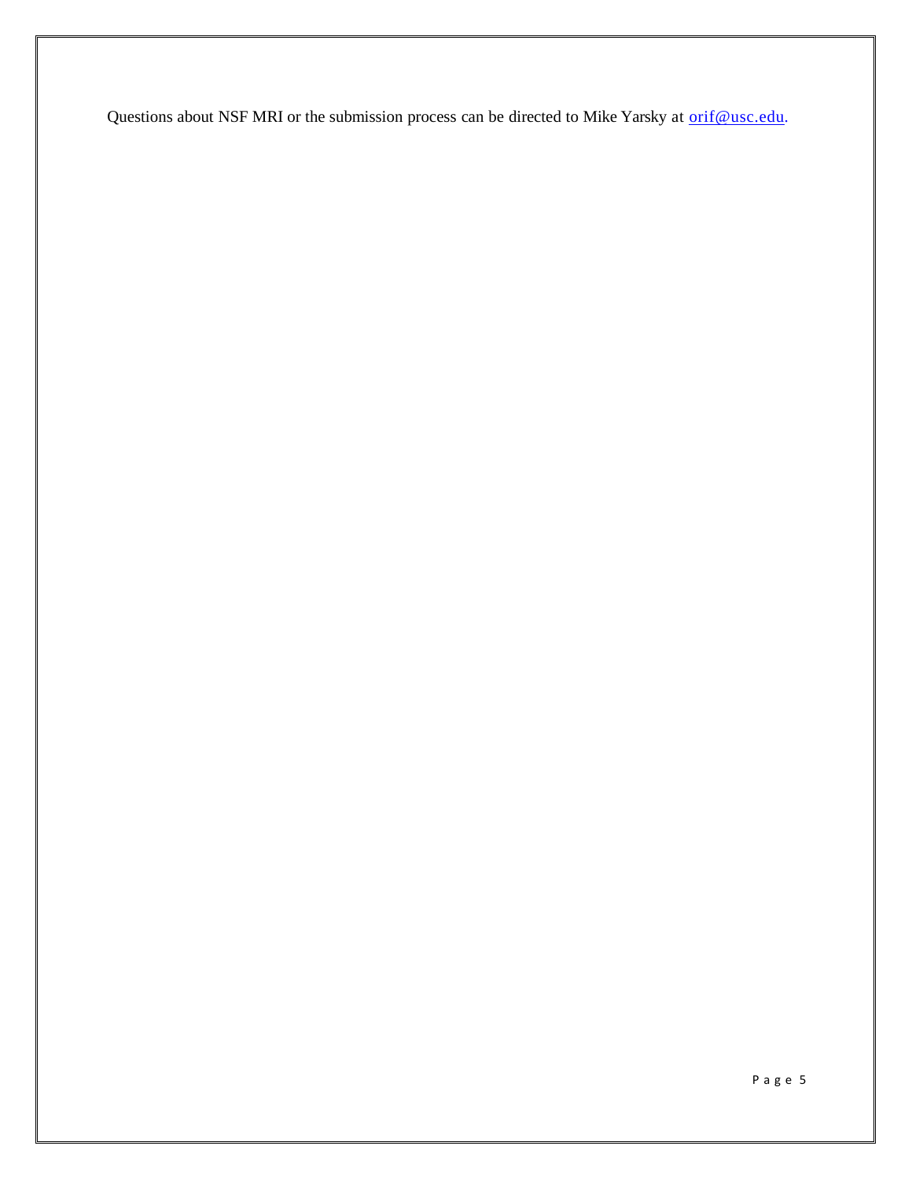Questions about NSF MRI or the submission process can be directed to Mike Yarsky at orif@usc.edu.